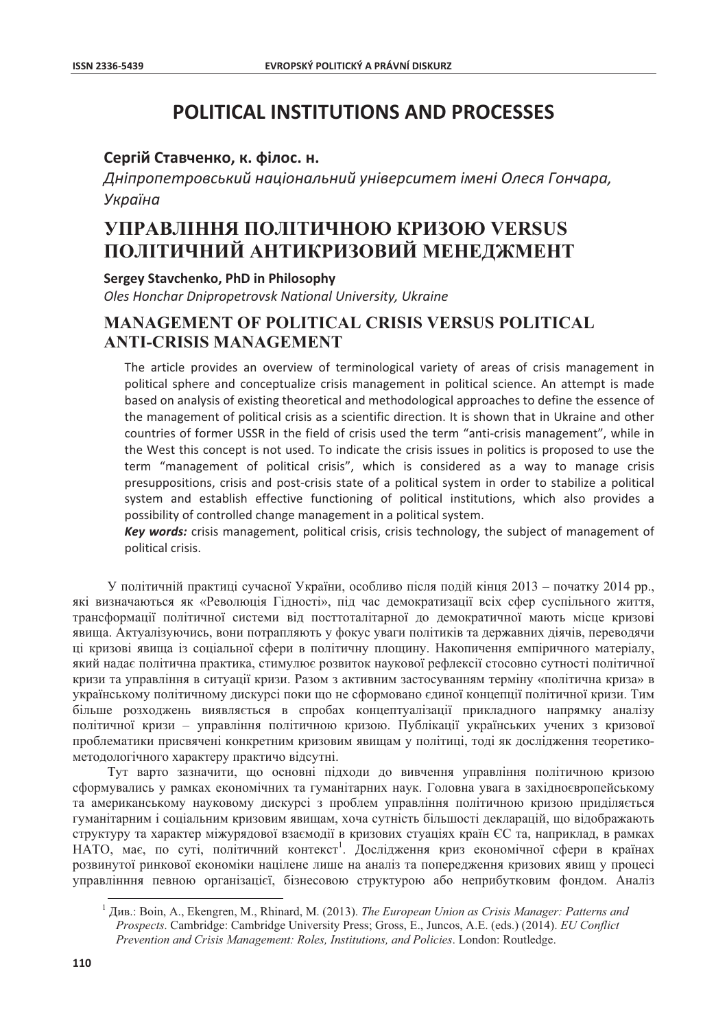# POLITICAL INSTITUTIONS AND PROCESSES

**Сергій Ставченко, к. філос. н.**

*Дніпропетровський національний університет імені Олеся Гончара, Україна*

## УПРАВЛІННЯ ПОЛІТИЧНОЮ КРИЗОЮ VERSUS ПОЛІТИЧНИЙ АНТИКРИЗОВИЙ МЕНЕДЖМЕНТ

**Sergey Stavchenko, PhD in Philosophy**

*Oles Honchar Dnipropetrovsk National University, Ukraine*

## MANAGEMENT OF POLITICAL CRISIS VERSUS POLITICAL ANTI-CRISIS MANAGEMENT

The article provides an overview of terminological variety of areas of crisis management in political sphere and conceptualize crisis management in political science. An attempt is made based on analysis of existing theoretical and methodological approaches to define the essence of the management of political crisis as a scientific direction. It is shown that in Ukraine and other countries of former USSR in the field of crisis used the term "anti-crisis management", while in the West this concept is not used. To indicate the crisis issues in politics is proposed to use the term "management of political crisis", which is considered as a way to manage crisis presuppositions, crisis and post-crisis state of a political system in order to stabilize a political system and establish effective functioning of political institutions, which also provides a possibility of controlled change management in a political system.

***Key words:*** crisis management, political crisis, crisis technology, the subject of management of political crisis.

У політичній практиці сучасної України, особливо після подій кінця 2013 – початку 2014 рр., які визначаються як «Революція Гідності», під час демократизації всіх сфер суспільного життя, трансформації політичної системи від посттоталітарної до демократичної мають місце кризові явища. Актуалізуючись, вони потрапляють у фокус уваги політиків та державних діячів, переводячи ці кризові явища із соціальної сфери в політичну площину. Накопичення емпіричного матеріалу, який надає політична практика, стимулює розвиток наукової рефлексії стосовно сутності політичної кризи та управління в ситуації кризи. Разом з активним застосуванням терміну «політична криза» в українському політичному дискурсі поки що не сформовано єдиної концепції політичної кризи. Тим більше розходжень виявляється в спробах концептуалізації прикладного напрямку аналізу політичної кризи – управління політичною кризою. Публікації українських учених з кризової проблематики присвячені конкретним кризовим явищам у політиці, тоді як дослідження теоретико-методологічного характеру практично відсутні.

Тут варто зазначити, що основні підходи до вивчення управління політичною кризою сформувались у рамках економічних та гуманітарних наук. Головна увага в західноєвропейському та американському науковому дискурсі з проблем управління політичною кризою приділяється гуманітарним і соціальним кризовим явищам, хоча сутність більшості декларацій, що відображають структуру та характер міжурядової взаємодії в кризових стуаціях країн ЄС та, наприклад, в рамках НАТО, має, по суті, політичний контекст[1]. Дослідження криз економічної сфери в країнах розвинутої ринкової економіки націлене лише на аналіз та попередження кризових явищ у процесі управлінння певною організацією, бізнесовою структурою або неприбутковим фондом. Аналіз

---

[1] Див.: Boin, A., Ekengren, M., Rhinard, M. (2013). *The European Union as Crisis Manager: Patterns and Prospects*. Cambridge: Cambridge University Press; Gross, E., Juncos, A.E. (eds.) (2014). *EU Conflict Prevention and Crisis Management: Roles, Institutions, and Policies*. London: Routledge.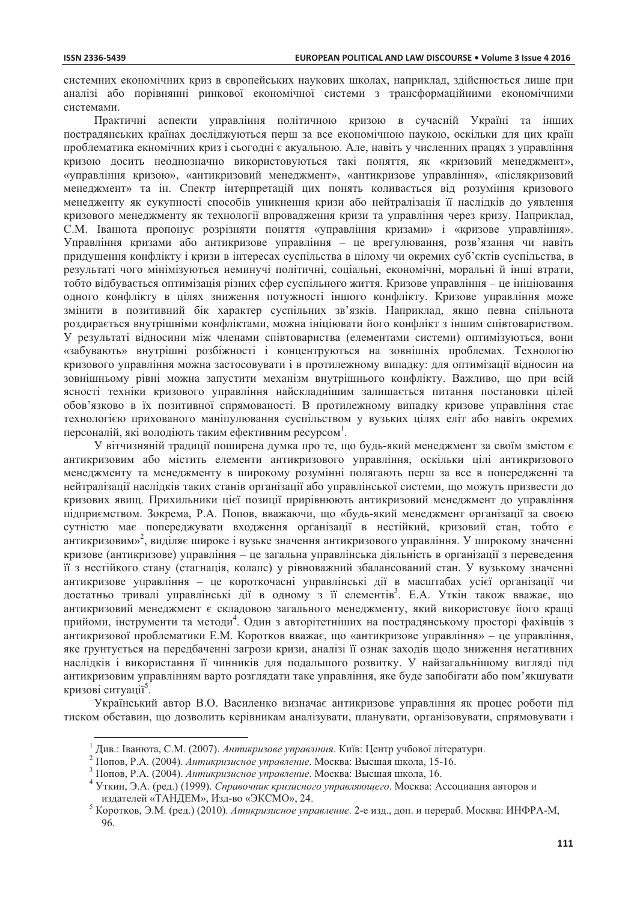системних економічних криз в європейських наукових школах, наприклад, здійснюється лише при аналізі або порівнянні ринкової економічної системи з трансформаційними економічними системами.

Практичні аспекти управління політичною кризою в сучасній Україні та інших пострадянських країнах досліджуються перш за все економічною наукою, оскільки для цих країн проблематика екномічних криз і сьогодні є акуальною. Але, навіть у численних працях з управління кризою досить неоднозначно використовуються такі поняття, як «кризовий менеджмент», «управління кризою», «антикризовий менеджмент», «антикризове управління», «післякризовий менеджмент» та ін. Спектр інтерпретацій цих понять коливається від розуміння кризового менеджменту як сукупності способів уникнення кризи або нейтралізація її наслідків до уявлення кризового менеджменту як технології впровадження кризи та управління через кризу. Наприклад, С.М. Іванюта пропонує розрізняти поняття «управління кризами» і «кризове управління». Управління кризами або антикризове управління – це врегулювання, розв'язання чи навіть придушення конфлікту і кризи в інтересах суспільства в цілому чи окремих суб'єктів суспільства, в результаті чого мінімізуються неминучі політичні, соціальні, економічні, моральні й інші втрати, тобто відбувається оптимізація різних сфер суспільного життя. Кризове управління – це ініціювання одного конфлікту в цілях зниження потужності іншого конфлікту. Кризове управління може змінити в позитивний бік характер суспільних зв'язків. Наприклад, якщо певна спільнота роздирається внутрішніми конфліктами, можна ініціювати його конфлікт з іншим співтовариством. У результаті відносини між членами співтовариства (елементами системи) оптимізуються, вони «забувають» внутрішні розбіжності і концентруються на зовнішніх проблемах. Технологію кризового управління можна застосовувати і в протилежному випадку: для оптимізації відносин на зовнішньому рівні можна запустити механізм внутрішнього конфлікту. Важливо, що при всій ясності техніки кризового управління найскладнішим залишається питання постановки цілей обов'язково в їх позитивної спрямованості. В протилежному випадку кризове управління стає технологією прихованого маніпулювання суспільством у вузьких цілях еліт або навіть окремих персоналій, які володіють таким ефективним ресурсом[1].

У вітчизняній традиції поширена думка про те, що будь-який менеджмент за своїм змістом є антикризовим або містить елементи антикризового управління, оскільки цілі антикризового менеджменту та менеджменту в широкому розумінні полягають перш за все в попередженні та нейтралізації наслідків таких станів організації або управлінської системи, що можуть призвести до кризових явищ. Прихильники цієї позиції прирівнюють антикризовий менеджмент до управління підприємством. Зокрема, Р.А. Попов, вважаючи, що «будь-який менеджмент організації за своєю сутністю має попереджувати входження організації в нестійкий, кризовий стан, тобто є антикризовим»[2], виділяє широке і вузьке значення антикризового управління. У широкому значенні кризове (антикризове) управління – це загальна управлінська діяльність в організації з переведення її з нестійкого стану (стагнація, колапс) у рівноважний збалансований стан. У вузькому значенні антикризове управління – це короткочасні управлінські дії в масштабах усієї організації чи достатньо тривалі управлінські дії в одному з її елементів[3]. Е.А. Уткін також вважає, що антикризовий менеджмент є складовою загального менеджменту, який використовує його кращі прийоми, інструменти та методи[4]. Один з авторітетніших на пострадянському просторі фахівців з антикризової проблематики Е.М. Коротков вважає, що «антикризове управління» – це управління, яке ґрунтується на передбаченні загрози кризи, аналізі її ознак заходів щодо зниження негативних наслідків і використання її чинників для подальшого розвитку. У найзагальнішому вигляді під антикризовим управлінням варто розглядати таке управління, яке буде запобігати або пом'якшувати кризові ситуації[5].

Український автор В.О. Василенко визначає антикризове управління як процес роботи під тиском обставин, що дозволить керівникам аналізувати, планувати, організовувати, спрямовувати і

---

[1] Див.: Іванюта, С.М. (2007). *Антикризове управління*. Київ: Центр учбової літератури.

[2] Попов, Р.А. (2004). *Антикризисное управление*. Москва: Высшая школа, 15-16.

[3] Попов, Р.А. (2004). *Антикризисное управление*. Москва: Высшая школа, 16.

[4] Уткин, Э.А. (ред.) (1999). *Справочник кризисного управляющего*. Москва: Ассоциация авторов и издателей «ТАНДЕМ», Изд-во «ЭКСМО», 24.

[5] Коротков, Э.М. (ред.) (2010). *Атикризисное управление*. 2-е изд., доп. и перераб. Москва: ИНФРА-М, 96.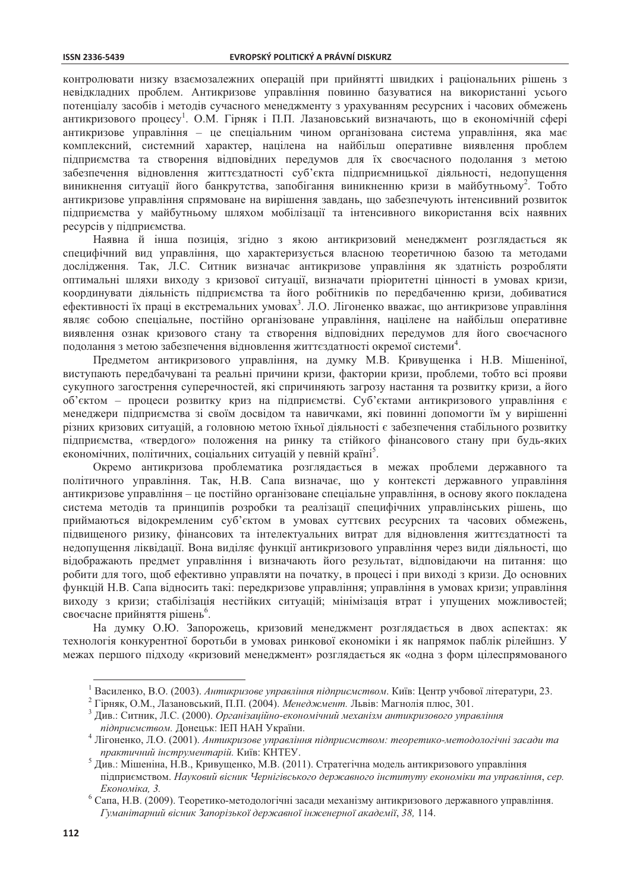контролювати низку взаємозалежних операцій при прийнятті швидких і раціональних рішень з невідкладних проблем. Антикризове управління повинно базуватися на використанні усього потенціалу засобів і методів сучасного менеджменту з урахуванням ресурсних і часових обмежень антикризового процесу[1]. О.М. Гірняк і П.П. Лазановський визначають, що в економічній сфері антикризове управління – це спеціальним чином організована система управління, яка має комплексний, системний характер, націлена на найбільш оперативне виявлення проблем підприємства та створення відповідних передумов для їх своєчасного подолання з метою забезпечення відновлення життєздатності суб'єкта підприємницької діяльності, недопущення виникнення ситуації його банкрутства, запобігання виникненню кризи в майбутньому[2]. Тобто антикризове управління спрямоване на вирішення завдань, що забезпечують інтенсивний розвиток підприємства у майбутньому шляхом мобілізації та інтенсивного використання всіх наявних ресурсів у підприємства.

Наявна й інша позиція, згідно з якою антикризовий менеджмент розглядається як специфічний вид управління, що характеризується власною теоретичною базою та методами дослідження. Так, Л.С. Ситник визначає антикризове управління як здатність розробляти оптимальні шляхи виходу з кризової ситуації, визначати пріоритетні цінності в умовах кризи, координувати діяльність підприємства та його робітників по передбаченню кризи, добиватися ефективності їх праці в екстремальних умовах[3]. Л.О. Лігоненко вважає, що антикризове управління являє собою спеціальне, постійно організоване управління, націлене на найбільш оперативне виявлення ознак кризового стану та створення відповідних передумов для його своєчасного подолання з метою забезпечення відновлення життєздатності окремої системи[4].

Предметом антикризового управління, на думку М.В. Кривущенка і Н.В. Мішеніної, виступають передбачувані та реальні причини кризи, фактори кризи, проблеми, тобто всі прояви сукупного загострення суперечностей, які спричиняють загрозу настання та розвитку кризи, а його об'єктом – процеси розвитку криз на підприємстві. Суб'єктами антикризового управління є менеджери підприємства зі своїм досвідом та навичками, які повинні допомогти їм у вирішенні різних кризових ситуацій, а головною метою їхньої діяльності є забезпечення стабільного розвитку підприємства, «твердого» положення на ринку та стійкого фінансового стану при будь-яких економічних, політичних, соціальних ситуацій у певній країні[5].

Окремо антикризова проблематика розглядається в межах проблеми державного та політичного управління. Так, Н.В. Сапа визначає, що у контексті державного управління антикризове управління – це постійно організоване спеціальне управління, в основу якого покладена система методів та принципів розробки та реалізації специфічних управлінських рішень, що приймаються відокремленим суб'єктом в умовах суттєвих ресурсних та часових обмежень, підвищеного ризику, фінансових та інтелектуальних витрат для відновлення життєздатності та недопущення ліквідації. Вона виділяє функції антикризового управління через види діяльності, що відображають предмет управління і визначають його результат, відповідаючи на питання: що робити для того, щоб ефективно управляти на початку, в процесі і при виході з кризи. До основних функцій Н.В. Сапа відносить такі: передкризове управління; управління в умовах кризи; управління виходу з кризи; стабілізація нестійких ситуацій; мінімізація втрат і упущених можливостей; своєчасне прийняття рішень[6].

На думку О.Ю. Запорожець, кризовий менеджмент розглядається в двох аспектах: як технологія конкурентної боротьби в умовах ринкової економіки і як напрямок паблік рілейшнз. У межах першого підходу «кризовий менеджмент» розглядається як «одна з форм цілеспрямованого

---

[1] Василенко, В.О. (2003). *Антикризове управління підприємством*. Київ: Центр учбової літератури, 23.

[2] Гірняк, О.М., Лазановський, П.П. (2004). *Менеджмент*. Львів: Магнолія плюс, 301.

[3] Див.: Ситник, Л.С. (2000). *Організаційно-економічний механізм антикризового управління підприємством.* Донецьк: ІЕП НАН України.

[4] Лігоненко, Л.О. (2001). *Антикризове управління підприємством: теоретико-методологічні засади та практичний інструментарій.* Київ: КНТЕУ.

[5] Див.: Мішеніна, Н.В., Кривущенко, М.В. (2011). Стратегічна модель антикризового управління підприємством. *Науковий вісник Чернігівського державного інституту економіки та управління, сер. Економіка, 3.*

[6] Сапа, Н.В. (2009). Теоретико-методологічні засади механізму антикризового державного управління. *Гуманітарний вісник Запорізької державної інженерної академії*, *38,* 114.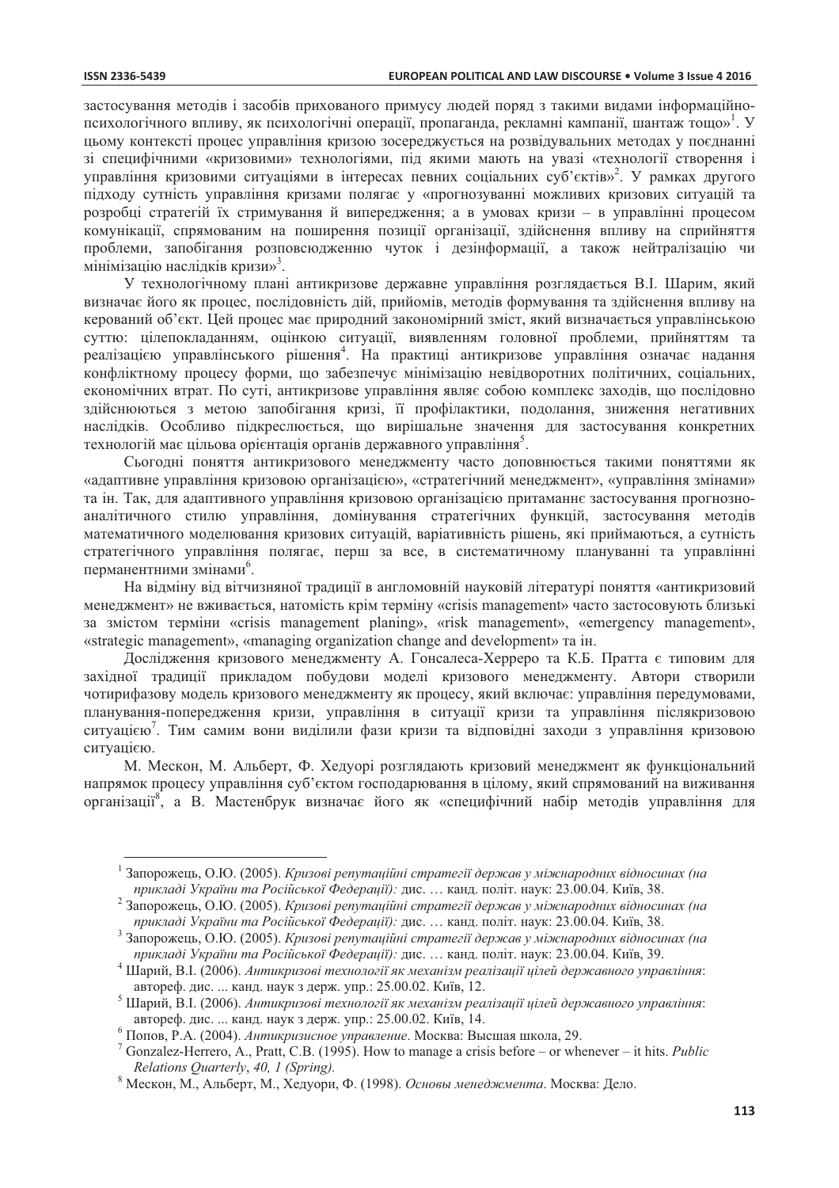застосування методів і засобів прихованого примусу людей поряд з такими видами інформаційно-психологічного впливу, як психологічні операції, пропаганда, рекламні кампанії, шантаж тощо»[1]. У цьому контексті процес управління кризою зосереджується на розвідувальних методах у поєднанні зі специфічними «кризовими» технологіями, під якими мають на увазі «технології створення і управління кризовими ситуаціями в інтересах певних соціальних суб'єктів»[2]. У рамках другого підходу сутність управління кризами полягає у «прогнозуванні можливих кризових ситуацій та розробці стратегій їх стримування й випередження; а в умовах кризи – в управлінні процесом комунікації, спрямованим на поширення позиції організації, здійснення впливу на сприйняття проблеми, запобігання розповсюдженню чуток і дезінформації, а також нейтралізацію чи мінімізацію наслідків кризи»[3].

У технологічному плані антикризове державне управління розглядається В.І. Шарим, який визначає його як процес, послідовність дій, прийомів, методів формування та здійснення впливу на керований об'єкт. Цей процес має природний закономірний зміст, який визначається управлінською суттю: цілепокладанням, оцінкою ситуації, виявленням головної проблеми, прийняттям та реалізацією управлінського рішення[4]. На практиці антикризове управління означає надання конфліктному процесу форми, що забезпечує мінімізацію невідворотних політичних, соціальних, економічних втрат. По суті, антикризове управління являє собою комплекс заходів, що послідовно здійснюються з метою запобігання кризі, її профілактики, подолання, зниження негативних наслідків. Особливо підкреслюється, що вирішальне значення для застосування конкретних технологій має цільова орієнтація органів державного управління[5].

Сьогодні поняття антикризового менеджменту часто доповнюється такими поняттями як «адаптивне управління кризовою організацією», «стратегічний менеджмент», «управління змінами» та ін. Так, для адаптивного управління кризовою організацією притаманнє застосування прогнозно-аналітичного стилю управління, домінування стратегічних функцій, застосування методів математичного моделювання кризових ситуацій, варіативність рішень, які приймаються, а сутність стратегічного управління полягає, перш за все, в систематичному плануванні та управлінні перманентними змінами[6].

На відміну від вітчизняної традиції в англомовній науковій літературі поняття «антикризовий менеджмент» не вживається, натомість крім терміну «crisis management» часто застосовують близькі за змістом терміни «crisis management planing», «risk management», «emergency management», «strategic management», «managing organization change and development» та ін.

Дослідження кризового менеджменту А. Гонсалеса-Херреро та К.Б. Пратта є типовим для західної традиції прикладом побудови моделі кризового менеджменту. Автори створили чотирифазову модель кризового менеджменту як процесу, який включає: управління передумовами, планування-попередження кризи, управління в ситуації кризи та управління післякризовою ситуацією[7]. Тим самим вони виділили фази кризи та відповідні заходи з управління кризовою ситуацією.

М. Мескон, М. Альберт, Ф. Хедуорі розглядають кризовий менеджмент як функціональний напрямок процесу управління суб'єктом господарювання в цілому, який спрямований на виживання організації[8], а В. Мастенбрук визначає його як «специфічний набір методів управління для

---

[1] Запорожець, О.Ю. (2005). *Кризові репутаційні стратегії держав у міжнародних відносинах (на прикладі України та Російської Федерації):* дис. … канд. політ. наук: 23.00.04. Київ, 38.

[2] Запорожець, О.Ю. (2005). *Кризові репутаційні стратегії держав у міжнародних відносинах (на прикладі України та Російської Федерації):* дис. … канд. політ. наук: 23.00.04. Київ, 38.

[3] Запорожець, О.Ю. (2005). *Кризові репутаційні стратегії держав у міжнародних відносинах (на прикладі України та Російської Федерації):* дис. … канд. політ. наук: 23.00.04. Київ, 39.

[4] Шарий, В.І. (2006). *Антикризові технології як механізм реалізації цілей державного управління*: автореф. дис. ... канд. наук з держ. упр.: 25.00.02. Київ, 12.

[5] Шарий, В.І. (2006). *Антикризові технології як механізм реалізації цілей державного управління*: автореф. дис. ... канд. наук з держ. упр.: 25.00.02. Київ, 14.

[6] Попов, Р.А. (2004). *Антикризисное управление*. Москва: Высшая школа, 29.

[7] Gonzalez-Herrero, A., Pratt, C.B. (1995). How to manage a crisis before – or whenever – it hits. *Public Relations Quarterly*, *40, 1 (Spring).*

[8] Мескон, М., Альберт, М., Хедоури, Ф. (1998). *Основы менеджмента*. Москва: Дело.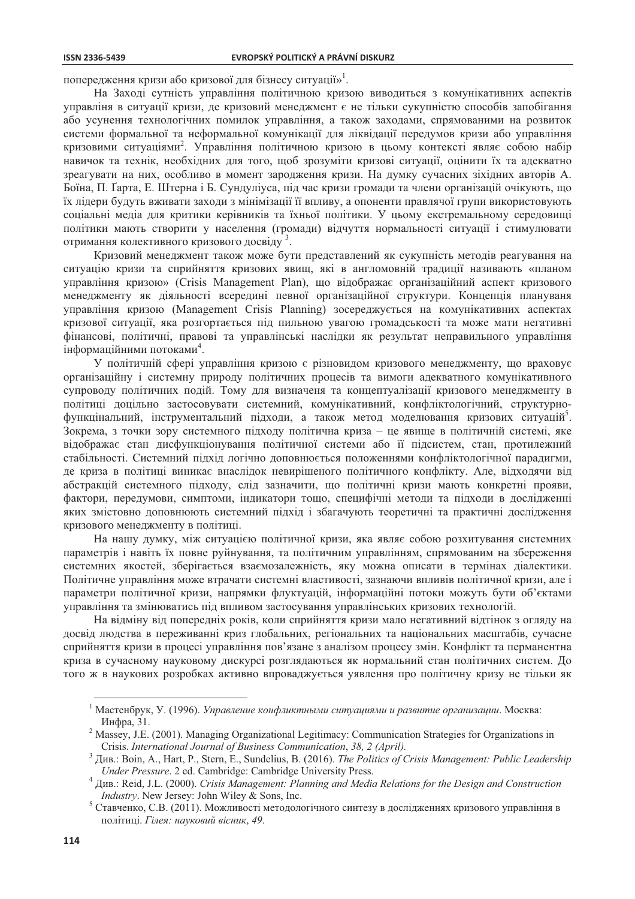попередження кризи або кризової для бізнесу ситуації»[1].

На Заході сутність управління політичною кризою виводиться з комунікативних аспектів управліня в ситуації кризи, де кризовий менеджмент є не тільки сукупністю способів запобігання або усунення технологічних помилок управління, а також заходами, спрямованими на розвиток системи формальної та неформальної комунікації для ліквідації передумов кризи або управління кризовими ситуаціями[2]. Управління політичною кризою в цьому контексті являє собою набір навичок та технік, необхідних для того, щоб зрозуміти кризові ситуації, оцінити їх та адекватно зреагувати на них, особливо в момент зародження кризи. На думку сучасних зіхідних авторів А. Боїна, П. Ґарта, Е. Штерна і Б. Сундуліуса, під час кризи громади та члени організацій очікують, що їх лідери будуть вживати заходи з мінімізації її впливу, а опоненти правлячої групи використовують соціальні медіа для критики керівників та їхньої політики. У цьому екстремальному середовищі політики мають створити у населення (громади) відчуття нормальності ситуації і стимулювати отримання колективного кризового досвіду [3].

Кризовий менеджмент також може бути представлений як сукупність методів реагування на ситуацію кризи та сприйняття кризових явищ, які в англомовній традиції називають «планом управління кризою» (Crisis Management Plan), що відображає організаційний аспект кризового менеджменту як діяльності всередині певної організаційної структури. Концепція плануваня управління кризою (Management Crisis Planning) зосереджується на комунікативних аспектах кризової ситуації, яка розгортається під пильною увагою громадськості та може мати негативні фінансові, політичні, правові та управлінські наслідки як результат неправильного управління інформаційними потоками[4].

У політичній сфері управління кризою є різновидом кризового менеджменту, що враховує організаційну і системну природу політичних процесів та вимоги адекватного комунікативного супроводу політичних подій. Тому для визначення та концептуалізації кризового менеджменту в політиці доцільно застосовувати системний, комунікативний, конфліктологічний, структурно-функцінальний, інструментальний підходи, а також метод моделювання кризових ситуацій[5]. Зокрема, з точки зору системного підходу політична криза – це явище в політичній системі, яке відображає стан дисфункціонування політичної системи або її підсистем, стан, протилежний стабільності. Системний підхід логічно доповнюється положеннями конфліктологічної парадигми, де криза в політиці виникає внаслідок невирішеного політичного конфлікту. Але, відходячи від абстракцій системного підходу, слід зазначити, що політичні кризи мають конкретні прояви, фактори, передумови, симптоми, індикатори тощо, специфічні методи та підходи в дослідженні яких змістовно доповнюють системний підхід і збагачують теоретичні та практичні дослідження кризового менеджменту в політиці.

На нашу думку, між ситуацією політичної кризи, яка являє собою розхитування системних параметрів і навіть їх повне руйнування, та політичним управлінням, спрямованим на збереження системних якостей, зберігається взаємозалежність, яку можна описати в термінах діалектики. Політичне управління може втрачати системні властивості, зазнаючи впливів політичної кризи, але і параметри політичної кризи, напрямки флуктуацій, інформаційні потоки можуть бути об'єктами управління та змінюватись під впливом застосування управлінських кризових технологій.

На відміну від попередніх років, коли сприйняття кризи мало негативний відтінок з огляду на досвід людства в переживанні криз глобальних, регіональних та національних масштабів, сучасне сприйняття кризи в процесі управління пов'язане з аналізом процесу змін. Конфлікт та перманентна криза в сучасному науковому дискурсі розглядаються як нормальний стан політичних систем. До того ж в наукових розробках активно впроваджується уявлення про політичну кризу не тільки як

---

[1] Мастенбрук, У. (1996). *Управление конфликтными ситуациями и развитие организации*. Москва: Инфра, 31.

[2] Massey, J.E. (2001). Managing Organizational Legitimacy: Communication Strategies for Organizations in Crisis. *International Journal of Business Communication*, *38, 2 (April).*

[3] Див.: Boin, A., Hart, P., Stern, E., Sundelius, B. (2016). *The Politics of Crisis Management: Public Leadership Under Pressure*. 2 ed. Cambridge: Cambridge University Press.

[4] Див.: Reid, J.L. (2000). *Crisis Management: Planning and Media Relations for the Design and Construction Industry*. New Jersey: John Wiley & Sons, Inc.

[5] Ставченко, С.В. (2011). Можливості методологічного синтезу в дослідженнях кризового управління в політиці. *Гілея: науковий вісник*, *49*.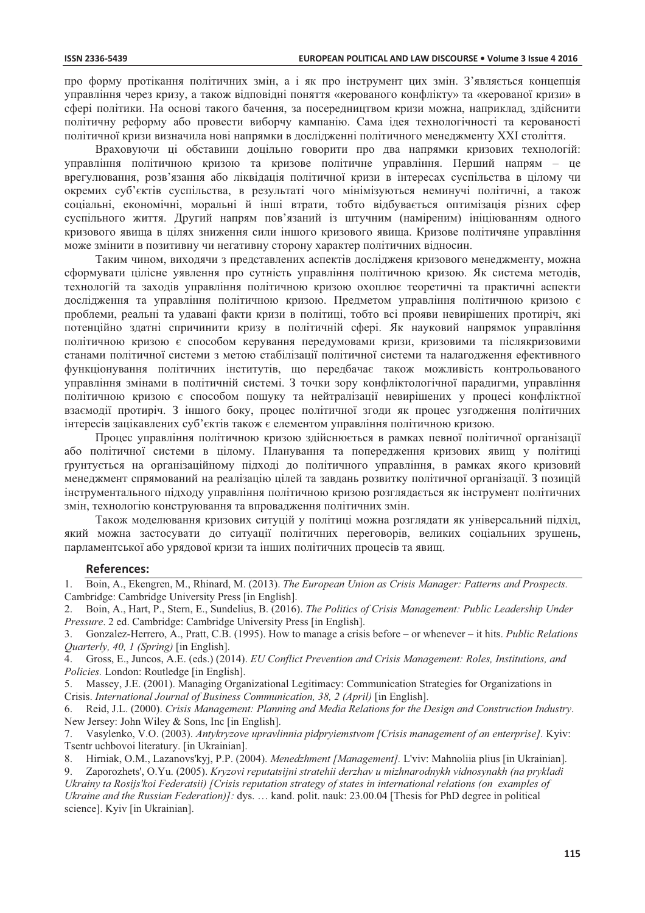про форму протікання політичних змін, а і як про інструмент цих змін. З'являється концепція управління через кризу, а також відповідні поняття «керованого конфлікту» та «керованої кризи» в сфері політики. На основі такого бачення, за посередництвом кризи можна, наприклад, здійснити політичну реформу або провести виборчу кампанію. Сама ідея технологічності та керованості політичної кризи визначила нові напрямки в дослідженні політичного менеджменту XXI століття.

Враховуючи ці обставини доцільно говорити про два напрямки кризових технологій: управління політичною кризою та кризове політичне управління. Перший напрям – це врегулювання, розв'язання або ліквідація політичної кризи в інтересах суспільства в цілому чи окремих суб'єктів суспільства, в результаті чого мінімізуються неминучі політичні, а також соціальні, економічні, моральні й інші втрати, тобто відбувається оптимізація різних сфер суспільного життя. Другий напрям пов'язаний із штучним (навмисним) ініціюванням одного кризового явища в цілях зниження сили іншого кризового явища. Кризове політичяне управління може змінити в позитивну чи негативну сторону характер політичних відносин.

Таким чином, виходячи з представлених аспектів дослідженя кризового менеджменту, можна сформувати цілісне уявлення про сутність управління політичною кризою. Як система методів, технологій та заходів управління політичною кризою охоплює теоретичні та практичні аспекти дослідження та управління політичною кризою. Предметом управління політичною кризою є проблеми, реальні та удавані факти кризи в політиці, тобто всі прояви невирішених протиріч, які потенційно здатні спричинити кризу в політичній сфері. Як науковий напрямок управління політичною кризою є способом керування передумовами кризи, кризовими та післякризовими станами політичної системи з метою стабілізації політичної системи та налагодження ефективного функціонування політичних інститутів, що передбачає також можливість контрольованого управління змінами в політичній системі. З точки зору конфліктологічної парадигми, управління політичною кризою є способом пошуку та нейтралізації невирішених у процесі конфліктної взаємодії протиріч. З іншого боку, процес політичної згоди як процес узгодження політичних інтересів зацікавлених суб'єктів також є елементом управління політичною кризою.

Процес управління політичною кризою здійснюється в рамках певної політичної організації або політичної системи в цілому. Планування та попередження кризових явищ у політиці грунтується на організаційному підході до політичного управління, в рамках якого кризовий менеджмент спрямований на реалізацію цілей та завдань розвитку політичної організації. З позицій інструментального підходу управління політичною кризою розглядається як інструмент політичних змін, технологію конструювання та впровадження політичних змін.

Також моделювання кризових ситуцій у політиці можна розглядати як універсальний підхід, який можна застосувати до ситуації політичних переговорів, великих соціальних зрушень, парламентської або урядової кризи та інших політичних процесів та явищ.

## References:

1. Boin, A., Ekengren, M., Rhinard, M. (2013). *The European Union as Crisis Manager: Patterns and Prospects.* Cambridge: Cambridge University Press [in English].
2. Boin, A., Hart, P., Stern, E., Sundelius, B. (2016). *The Politics of Crisis Management: Public Leadership Under Pressure*. 2 ed. Cambridge: Cambridge University Press [in English].
3. Gonzalez-Herrero, A., Pratt, C.B. (1995). How to manage a crisis before – or whenever – it hits. *Public Relations Quarterly, 40, 1 (Spring)* [in English].
4. Gross, E., Juncos, A.E. (eds.) (2014). *EU Conflict Prevention and Crisis Management: Roles, Institutions, and Policies.* London: Routledge [in English].
5. Massey, J.E. (2001). Managing Organizational Legitimacy: Communication Strategies for Organizations in Crisis. *International Journal of Business Communication, 38, 2 (April)* [in English].
6. Reid, J.L. (2000). *Crisis Management: Planning and Media Relations for the Design and Construction Industry*. New Jersey: John Wiley & Sons, Inc [in English].
7. Vasylenko, V.O. (2003). *Antykryzove upravlinnia pidpryiemstvom [Crisis management of an enterprise].* Kyiv: Tsentr uchbovoi literatury. [in Ukrainian].
8. Hirniak, O.M., Lazanovs'kyj, P.P. (2004). *Menedzhment [Management].* L'viv: Mahnoliia plius [in Ukrainian].
9. Zaporozhets', O.Yu. (2005). *Kryzovi reputatsijni stratehii derzhav u mizhnarodnykh vidnosynakh (na prykladi Ukrainy ta Rosijs'koi Federatsii) [Crisis reputation strategy of states in international relations (on examples of Ukraine and the Russian Federation)]:* dys. … kand. polit. nauk: 23.00.04 [Thesis for PhD degree in political science]. Kyiv [in Ukrainian].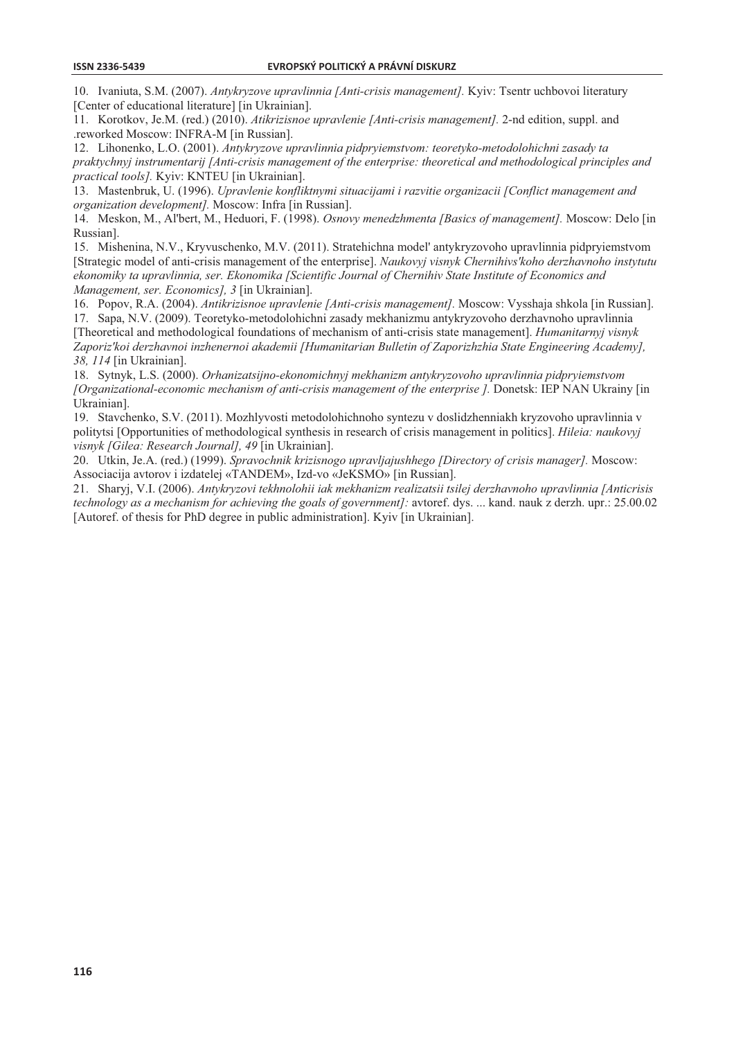10. Ivaniuta, S.M. (2007). *Antykryzove upravlinnia [Anti-crisis management].* Kyiv: Tsentr uchbovoi literatury [Center of educational literature] [in Ukrainian].

11. Korotkov, Je.M. (red.) (2010). *Atikrizisnoe upravlenie [Anti-crisis management].* 2-nd edition, suppl. and .reworked Moscow: INFRA-M [in Russian].

12. Lihonenko, L.O. (2001). *Antykryzove upravlinnia pidpryiemstvom: teoretyko-metodolohichni zasady ta praktychnyj instrumentarij [Anti-crisis management of the enterprise: theoretical and methodological principles and practical tools].* Kyiv: KNTEU [in Ukrainian].

13. Mastenbruk, U. (1996). *Upravlenie konfliktnymi situacijami i razvitie organizacii [Conflict management and organization development].* Moscow: Infra [in Russian].

14. Meskon, M., Al'bert, M., Heduori, F. (1998). *Osnovy menedzhmenta [Basics of management].* Moscow: Delo [in Russian].

15. Mishenina, N.V., Kryvuschenko, M.V. (2011). Stratehichna model' antykryzovoho upravlinnia pidpryiemstvom [Strategic model of anti-crisis management of the enterprise]. *Naukovyj visnyk Chernihivs'koho derzhavnoho instytutu ekonomiky ta upravlinnia, ser. Ekonomika [Scientific Journal of Chernihiv State Institute of Economics and Management, ser. Economics], 3* [in Ukrainian].

16. Popov, R.A. (2004). *Antikrizisnoe upravlenie [Anti-crisis management].* Moscow: Vysshaja shkola [in Russian].

17. Sapa, N.V. (2009). Teoretyko-metodolohichni zasady mekhanizmu antykryzovoho derzhavnoho upravlinnia [Theoretical and methodological foundations of mechanism of anti-crisis state management]. *Humanitarnyj visnyk Zaporiz'koi derzhavnoi inzhenernoi akademii [Humanitarian Bulletin of Zaporizhzhia State Engineering Academy], 38, 114* [in Ukrainian].

18. Sytnyk, L.S. (2000). *Orhanizatsijno-ekonomichnyj mekhanizm antykryzovoho upravlinnia pidpryiemstvom [Organizational-economic mechanism of anti-crisis management of the enterprise ].* Donetsk: IEP NAN Ukrainy [in Ukrainian].

19. Stavchenko, S.V. (2011). Mozhlyvosti metodolohichnoho syntezu v doslidzhenniakh kryzovoho upravlinnia v politytsi [Opportunities of methodological synthesis in research of crisis management in politics]. *Hileia: naukovyj visnyk [Gilea: Research Journal], 49* [in Ukrainian].

20. Utkin, Je.A. (red.) (1999). *Spravochnik krizisnogo upravljajushhego [Directory of crisis manager].* Moscow: Associacija avtorov i izdatelej «TANDEM», Izd-vo «JeKSMO» [in Russian].

21. Sharyj, V.I. (2006). *Antykryzovi tekhnolohii iak mekhanizm realizatsii tsilej derzhavnoho upravlinnia [Anticrisis technology as a mechanism for achieving the goals of government]:* avtoref. dys. ... kand. nauk z derzh. upr.: 25.00.02 [Autoref. of thesis for PhD degree in public administration]. Kyiv [in Ukrainian].